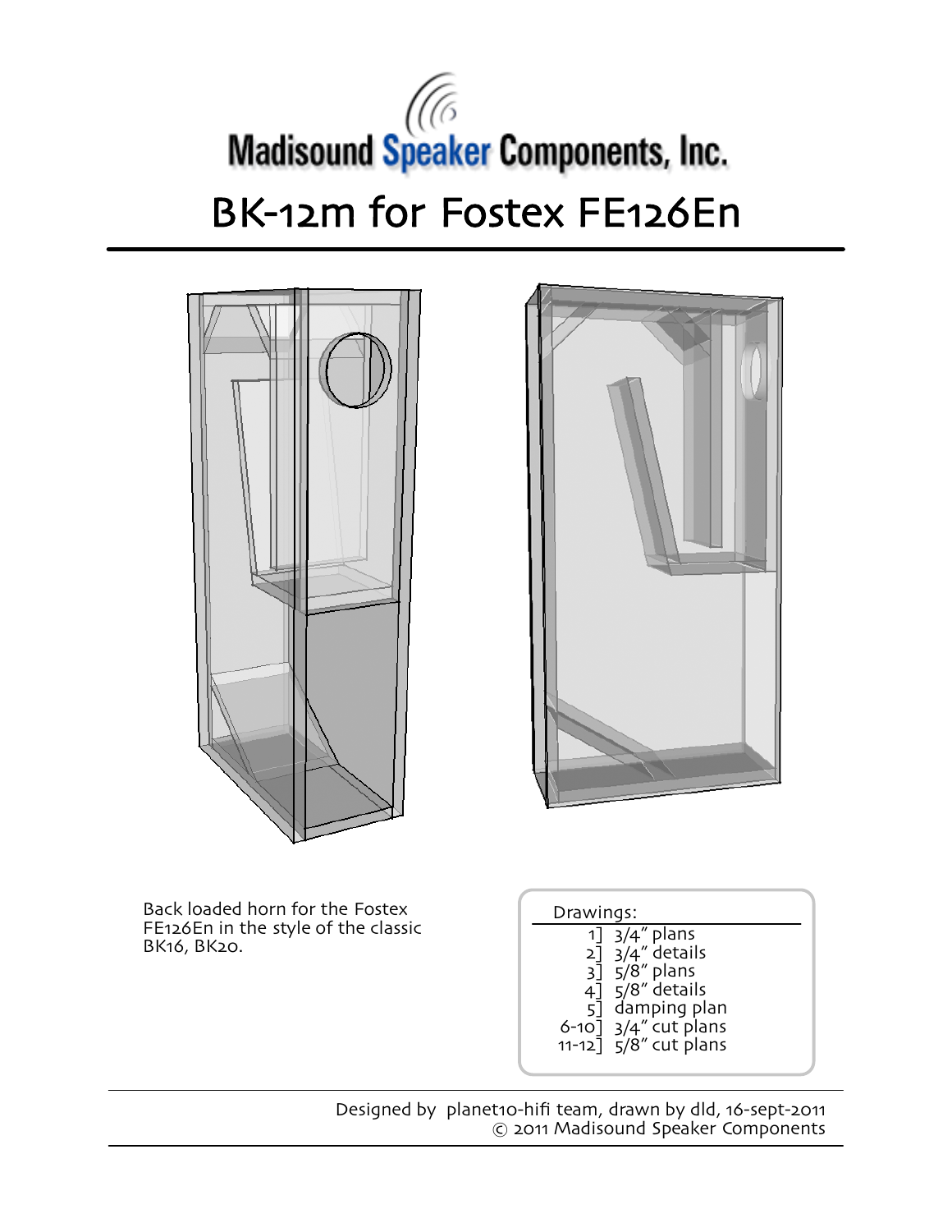Madisound Speaker Components, Inc.

# BK-12m for Fostex FE126En

Back loaded horn for the Fostex FE126En in the style of the classic BK16, BK20.

Drawings:

- 1] 3/4" plans
- 2] 3/4" details
- 3] 5/8" plans
- 4] 5/8" details
- 5] damping plan
- 6-10] 3/4" cut plans
- 11-12] 5/8" cut plans

Designed by planet10-hifi team, drawn by dld, 16-sept-2011
© 2011 Madisound Speaker Components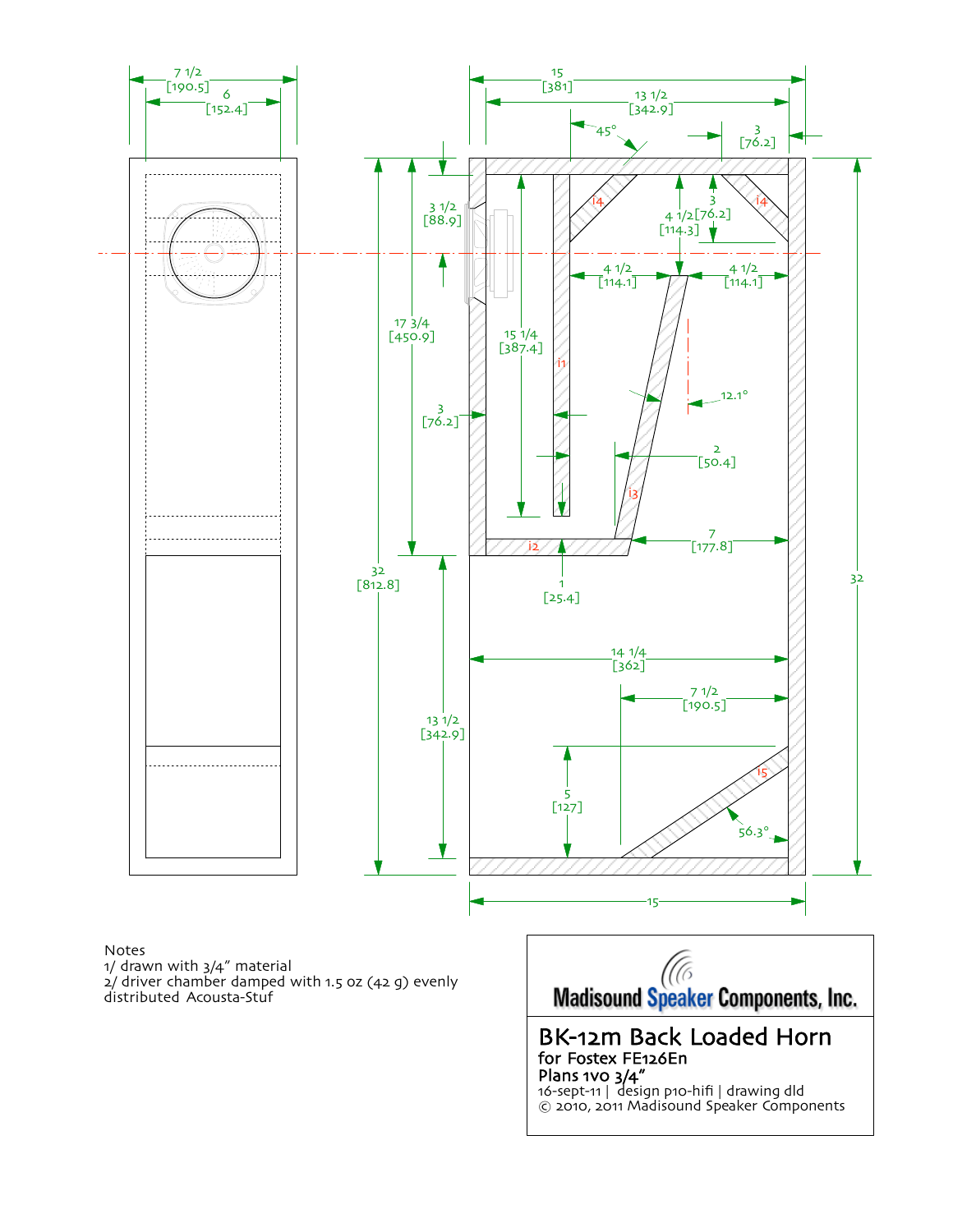Notes
1/ drawn with 3/4" material
2/ driver chamber damped with 1.5 oz (42 g) evenly distributed Acousta-Stuf

Madisound Speaker Components, Inc.

# BK-12m Back Loaded Horn

**for Fostex FE126En**

**Plans 1v0 3/4"**

16-sept-11 | design p10-hifi | drawing dld

© 2010, 2011 Madisound Speaker Components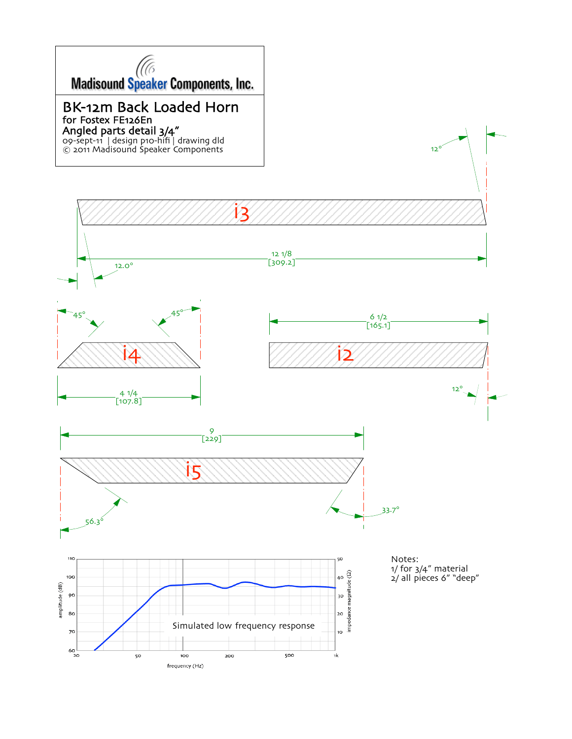Madisound Speaker Components, Inc.

# BK-12m Back Loaded Horn

for Fostex FE126En

Angled parts detail 3/4"

09-sept-11 | design p10-hifi | drawing dld

© 2011 Madisound Speaker Components

i3

12° 

12 1/8
[309.2]

12.0°

45° 45°

i4

4 1/4
[107.8]

6 1/2
[165.1]

i2

12°

9
[229]

i5

56.3°

33.7°

Simulated low frequency response

amplitude (dB)

impedance magnitude (Ω)

frequency (Hz)

Notes:
1/ for 3/4" material
2/ all pieces 6" "deep"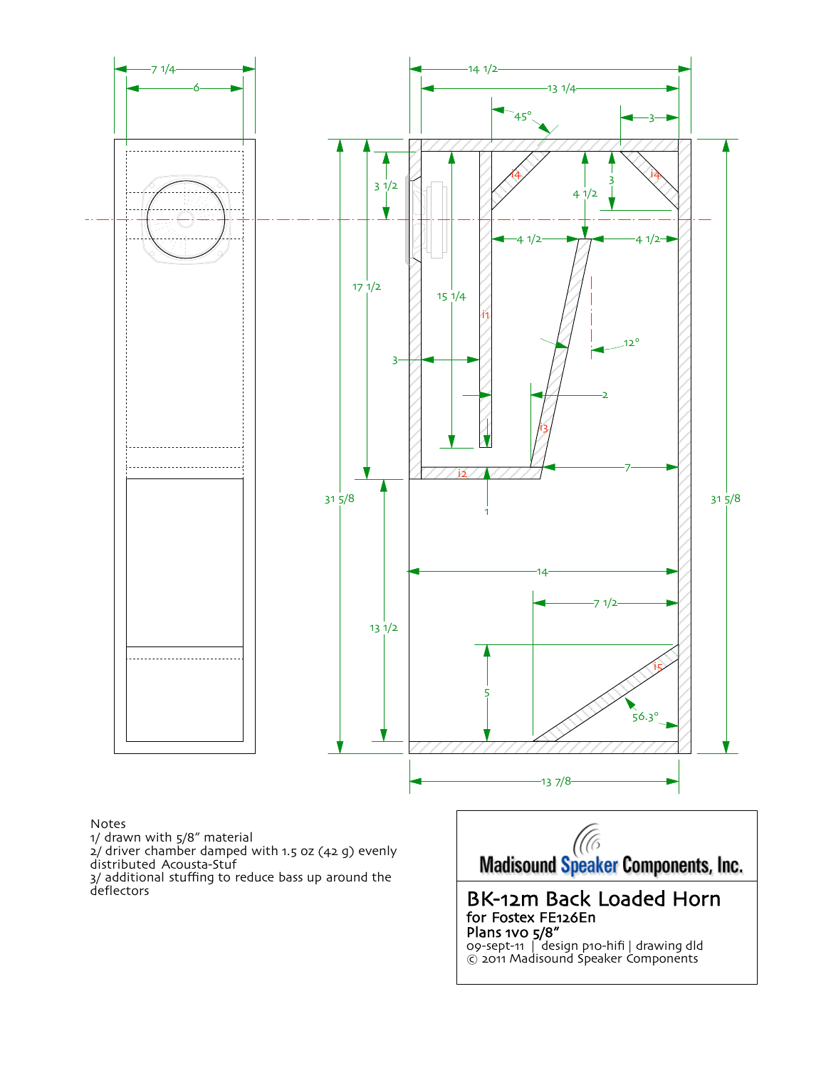Notes
1/ drawn with 5/8" material
2/ driver chamber damped with 1.5 oz (42 g) evenly distributed Acousta-Stuf
3/ additional stuffing to reduce bass up around the deflectors

**Madisound Speaker Components, Inc.**

# BK-12m Back Loaded Horn

for Fostex FE126En
Plans 1v0 5/8"
09-sept-11 | design p10-hifi | drawing dld
© 2011 Madisound Speaker Components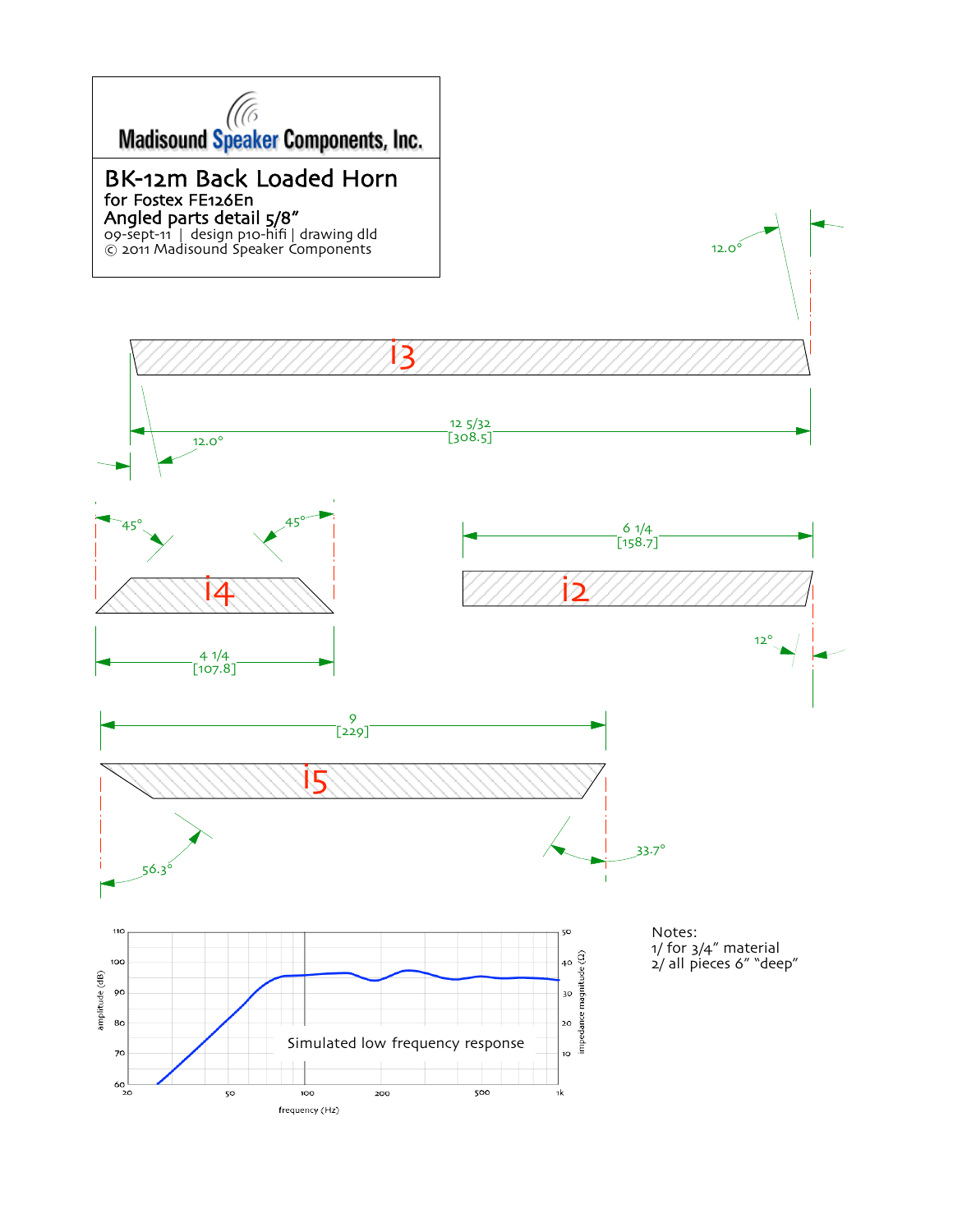Madisound Speaker Components, Inc.

# BK-12m Back Loaded Horn

**for Fostex FE126En**

**Angled parts detail 5/8"**

09-sept-11 | design p10-hifi | drawing dld

© 2011 Madisound Speaker Components

i3

12.0°

12 5/32 [308.5]

12.0°

i4

45°

45°

4 1/4 [107.8]

i2

6 1/4 [158.7]

12°

i5

9 [229]

56.3°

33.7°

Simulated low frequency response

Notes:

1/ for 3/4" material

2/ all pieces 6" "deep"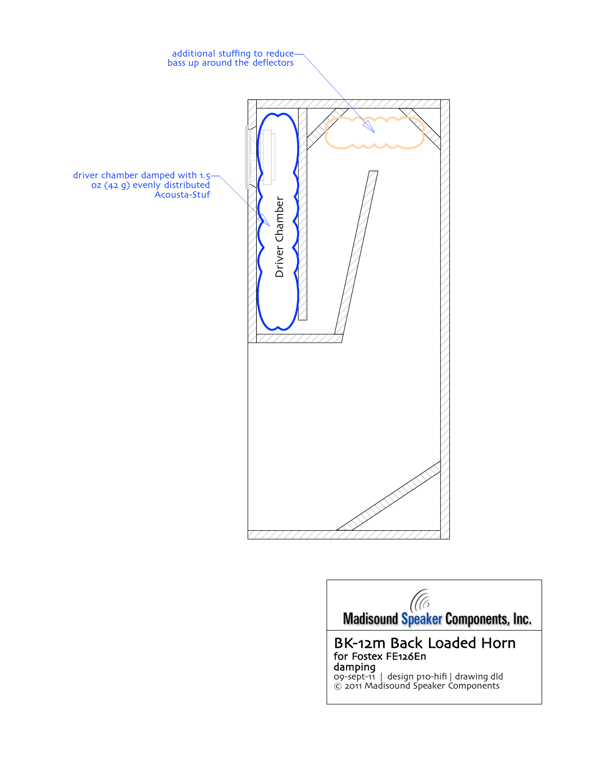additional stuffing to reduce bass up around the deflectors

driver chamber damped with 1.5 oz (42 g) evenly distributed Acousta-Stuf

Driver Chamber

Madisound Speaker Components, Inc.

# BK-12m Back Loaded Horn

**for Fostex FE126En**

**damping**

09-sept-11 | design p10-hifi | drawing dld

© 2011 Madisound Speaker Components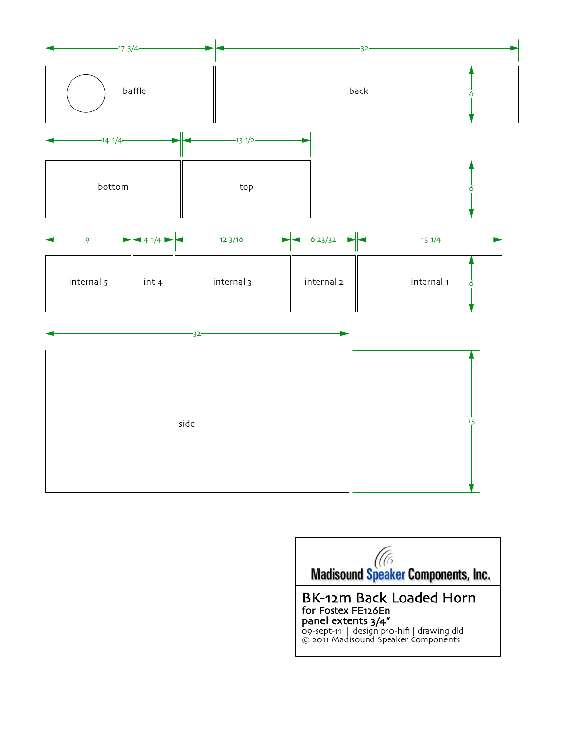| Panel | Width | Height |
|---|---|---|
| baffle | 17 3/4 | 6 |
| back | 32 | 6 |
| bottom | 14 1/4 | 6 |
| top | 13 1/2 | 6 |
| internal 5 | 9 | 6 |
| int 4 | 4 1/4 | 6 |
| internal 3 | 12 3/16 | 6 |
| internal 2 | 6 23/32 | 6 |
| internal 1 | 15 1/4 | 6 |
| side | 32 | 15 |

Madisound Speaker Components, Inc.

# BK-12m Back Loaded Horn

for Fostex FE126En

panel extents 3/4"

09-sept-11 | design p10-hifi | drawing dld

© 2011 Madisound Speaker Components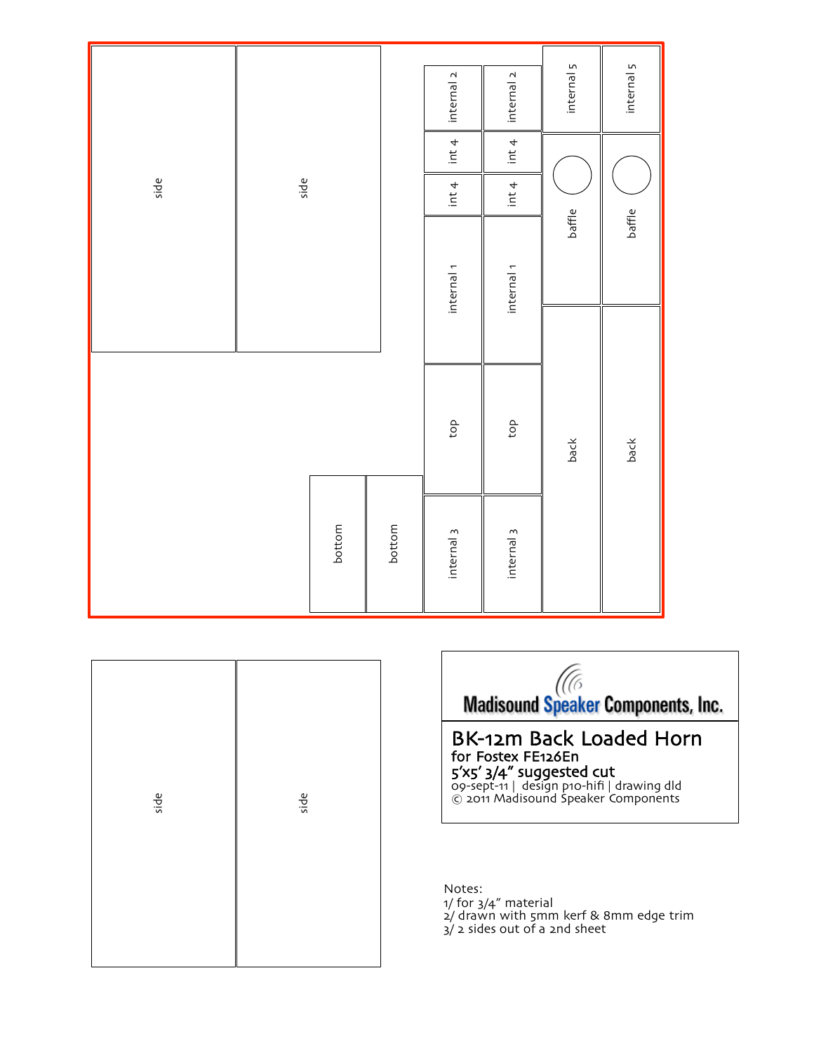side

side

internal 2

int 4

int 4

internal 1

top

internal 3

internal 2

int 4

int 4

internal 1

top

internal 3

internal 5

baffle

back

internal 5

baffle

back

bottom

bottom

side

side

Madisound Speaker Components, Inc.

## BK-12m Back Loaded Horn

for Fostex FE126En

5'x5' 3/4" suggested cut

09-sept-11 | design p10-hifi | drawing dld

© 2011 Madisound Speaker Components

Notes:

1/ for 3/4" material

2/ drawn with 5mm kerf & 8mm edge trim

3/ 2 sides out of a 2nd sheet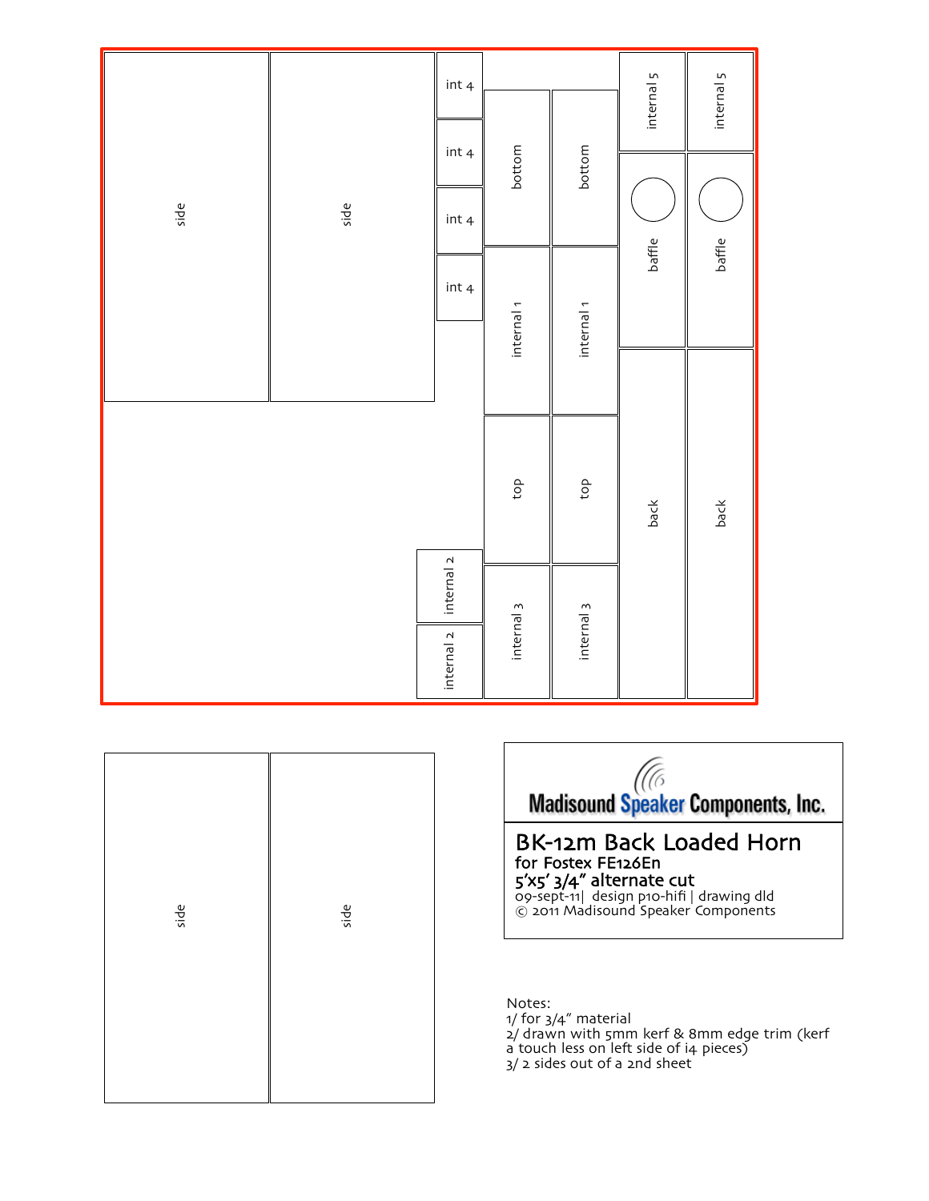side

side

int 4

int 4

int 4

int 4

bottom

bottom

internal 5

internal 5

baffle

baffle

internal 1

internal 1

top

top

back

back

internal 2

internal 2

internal 3

internal 3

side

side

Madisound Speaker Components, Inc.

# BK-12m Back Loaded Horn

**for Fostex FE126En**

**5'x5' 3/4" alternate cut**

09-sept-11| design p10-hifi | drawing dld

© 2011 Madisound Speaker Components

Notes:

1/ for 3/4" material

2/ drawn with 5mm kerf & 8mm edge trim (kerf a touch less on left side of i4 pieces)

3/ 2 sides out of a 2nd sheet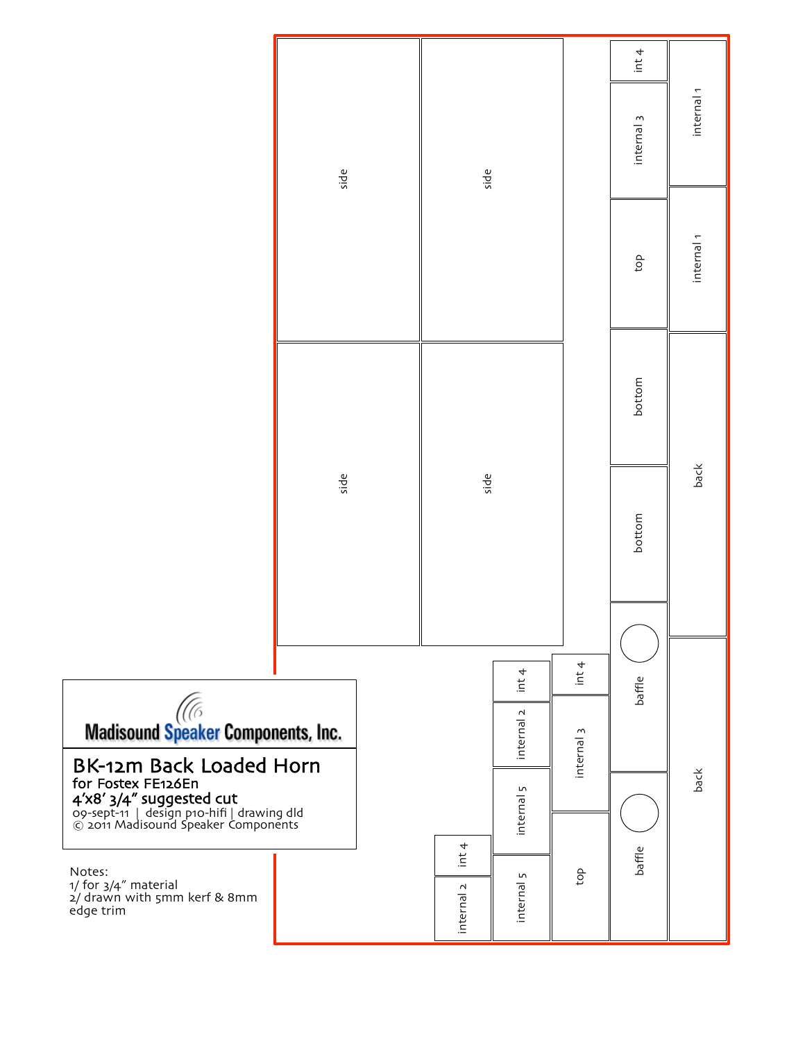Madisound Speaker Components, Inc.

# BK-12m Back Loaded Horn

for Fostex FE126En

4'x8' 3/4" suggested cut

09-sept-11 | design p10-hifi | drawing dld

© 2011 Madisound Speaker Components

Notes:

1/ for 3/4" material

2/ drawn with 5mm kerf & 8mm edge trim

side

side

side

side

int 4

internal 3

top

bottom

bottom

baffle

baffle

internal 1

internal 1

back

back

int 4

internal 3

top

int 4

internal 2

internal 5

internal 5

int 4

internal 2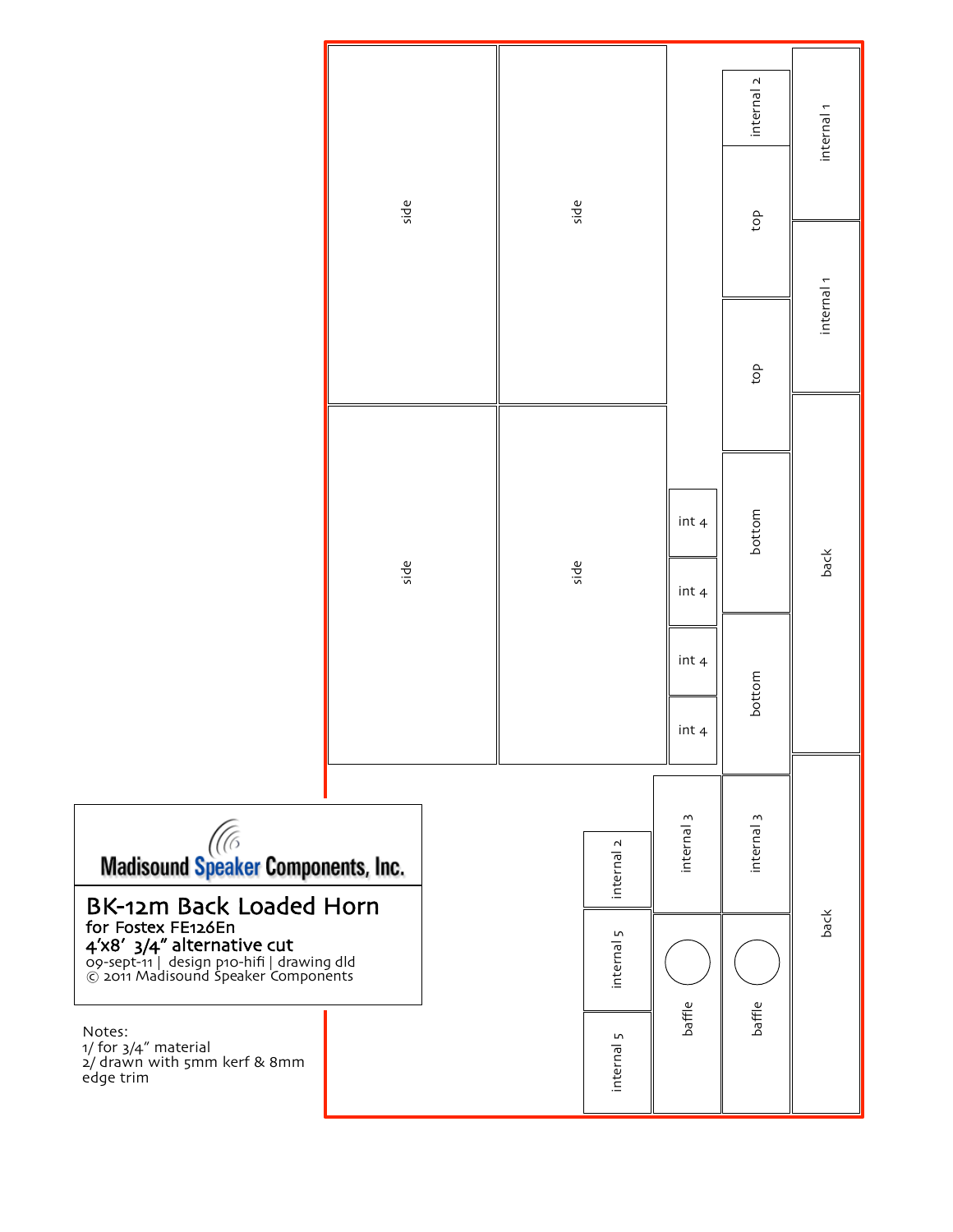Madisound Speaker Components, Inc.

# BK-12m Back Loaded Horn

for Fostex FE126En

4'x8' 3/4" alternative cut

09-sept-11 | design p10-hifi | drawing dld

© 2011 Madisound Speaker Components

Notes:
1/ for 3/4" material
2/ drawn with 5mm kerf & 8mm edge trim

side
side
side
side
internal 2
top
top
bottom
bottom
internal 3
internal 3
baffle
baffle
internal 1
internal 1
back
back
int 4
int 4
int 4
int 4
internal 2
internal 5
internal 5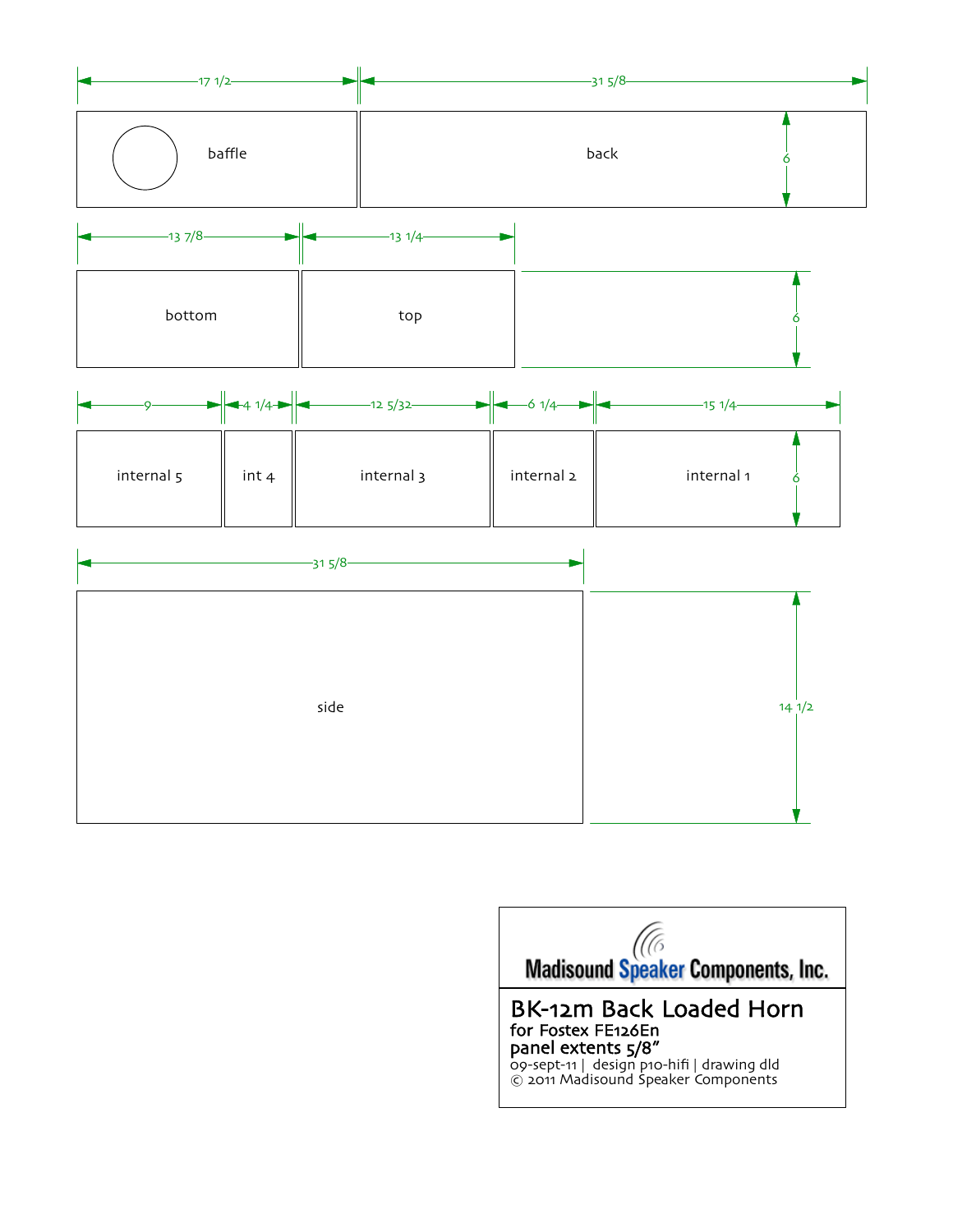| Panel | Length | Width |
|---|---|---|
| baffle | 17 1/2 | 6 |
| back | 31 5/8 | 6 |
| bottom | 13 7/8 | 6 |
| top | 13 1/4 | 6 |
| internal 5 | 9 | 6 |
| int 4 | 4 1/4 | 6 |
| internal 3 | 12 5/32 | 6 |
| internal 2 | 6 1/4 | 6 |
| internal 1 | 15 1/4 | 6 |
| side | 31 5/8 | 14 1/2 |

Madisound Speaker Components, Inc.

# BK-12m Back Loaded Horn

for Fostex FE126En

panel extents 5/8"

09-sept-11 | design p10-hifi | drawing dld

© 2011 Madisound Speaker Components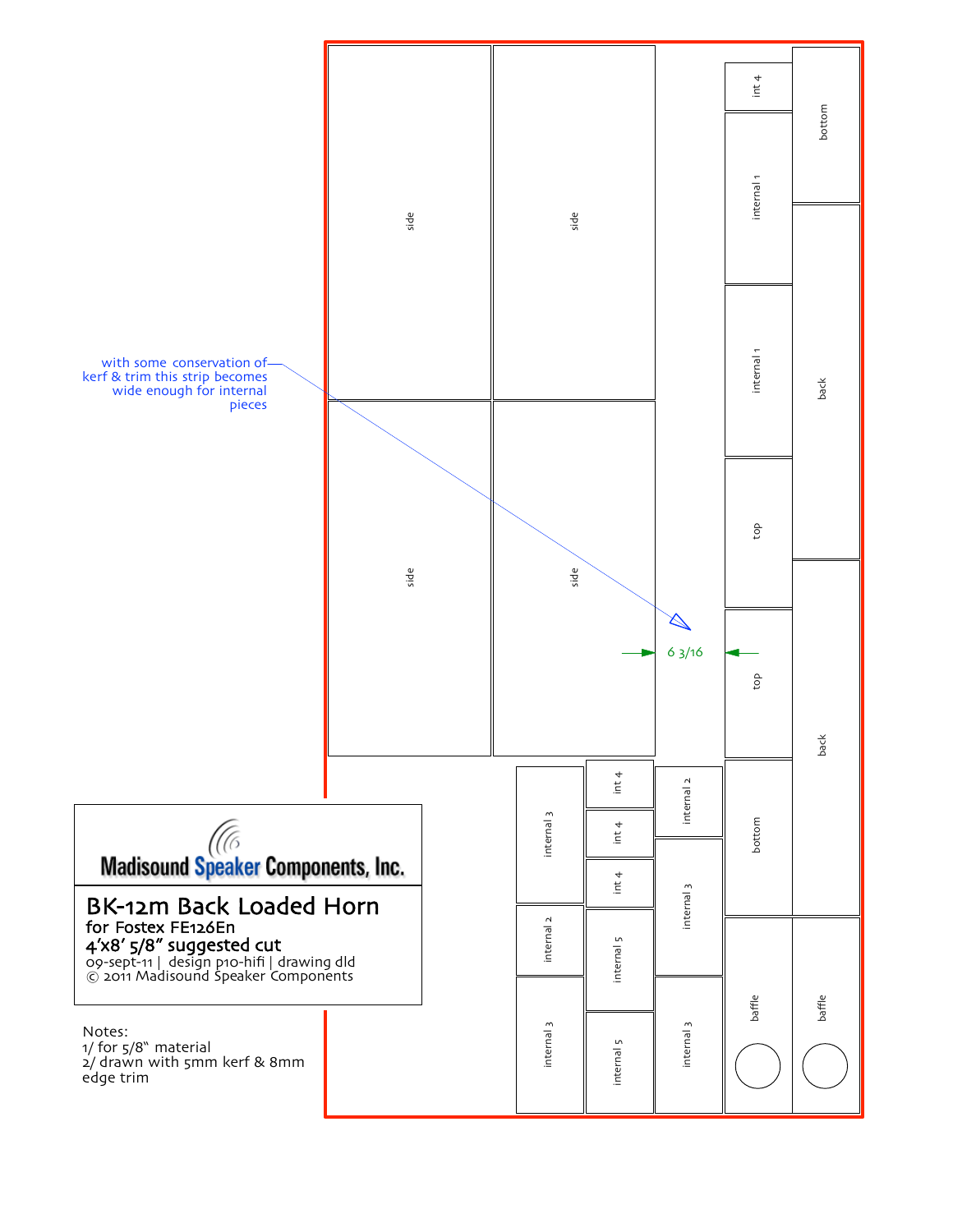Madisound Speaker Components, Inc.

# BK-12m Back Loaded Horn

for Fostex FE126En

4'x8' 5/8" suggested cut

09-sept-11 | design p10-hifi | drawing dld

© 2011 Madisound Speaker Components

Notes:
1/ for 5/8" material
2/ drawn with 5mm kerf & 8mm edge trim

with some conservation of kerf & trim this strip becomes wide enough for internal pieces

6 3/16

side

side

side

side

int 4

internal 1

internal 1

top

top

bottom

back

back

bottom

internal 3

internal 2

internal 3

int 4

int 4

int 4

internal 5

internal 5

internal 2

internal 3

internal 3

baffle

baffle